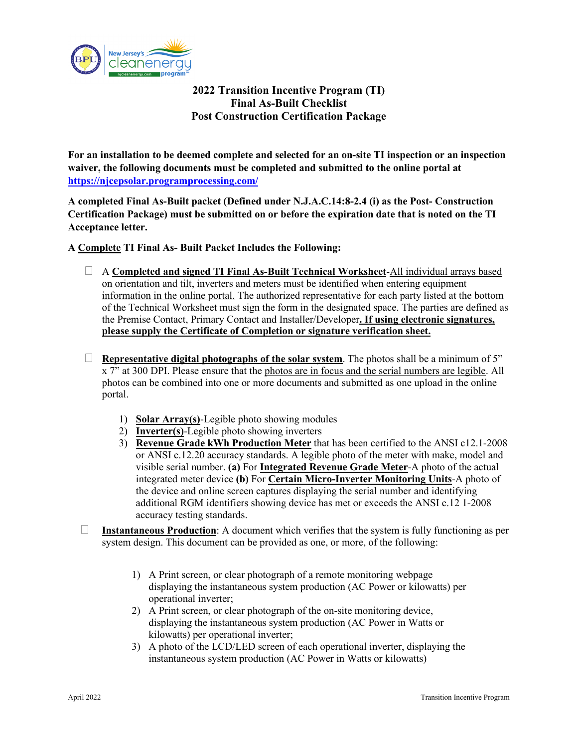# 2022 Transition Incentive Program (TI)
# Final As-Built Checklist
# Post Construction Certification Package

**For an installation to be deemed complete and selected for an on-site TI inspection or an inspection waiver, the following documents must be completed and submitted to the online portal at [https://njcepsolar.programprocessing.com/](https://njcepsolar.programprocessing.com/)**

**A completed Final As-Built packet (Defined under N.J.A.C.14:8-2.4 (i) as the Post- Construction Certification Package) must be submitted on or before the expiration date that is noted on the TI Acceptance letter.**

**A Complete TI Final As- Built Packet Includes the Following:**

- ☐ A **Completed and signed TI Final As-Built Technical Worksheet**-All individual arrays based on orientation and tilt, inverters and meters must be identified when entering equipment information in the online portal. The authorized representative for each party listed at the bottom of the Technical Worksheet must sign the form in the designated space. The parties are defined as the Premise Contact, Primary Contact and Installer/Developer**. If using electronic signatures, please supply the Certificate of Completion or signature verification sheet.**

- ☐ **Representative digital photographs of the solar system**. The photos shall be a minimum of 5" x 7" at 300 DPI. Please ensure that the photos are in focus and the serial numbers are legible. All photos can be combined into one or more documents and submitted as one upload in the online portal.

  1) **Solar Array(s)**-Legible photo showing modules
  2) **Inverter(s)**-Legible photo showing inverters
  3) **Revenue Grade kWh Production Meter** that has been certified to the ANSI c12.1-2008 or ANSI c.12.20 accuracy standards. A legible photo of the meter with make, model and visible serial number. **(a)** For **Integrated Revenue Grade Meter**-A photo of the actual integrated meter device **(b)** For **Certain Micro-Inverter Monitoring Units**-A photo of the device and online screen captures displaying the serial number and identifying additional RGM identifiers showing device has met or exceeds the ANSI c.12 1-2008 accuracy testing standards.

- ☐ **Instantaneous Production**: A document which verifies that the system is fully functioning as per system design. This document can be provided as one, or more, of the following:

  1) A Print screen, or clear photograph of a remote monitoring webpage displaying the instantaneous system production (AC Power or kilowatts) per operational inverter;
  2) A Print screen, or clear photograph of the on-site monitoring device, displaying the instantaneous system production (AC Power in Watts or kilowatts) per operational inverter;
  3) A photo of the LCD/LED screen of each operational inverter, displaying the instantaneous system production (AC Power in Watts or kilowatts)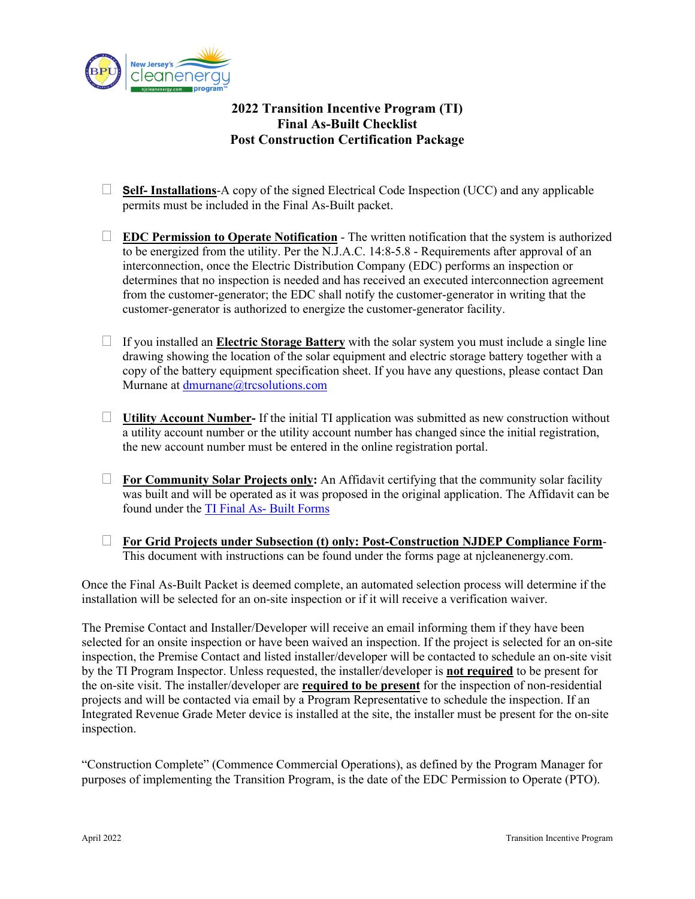# 2022 Transition Incentive Program (TI)
## Final As-Built Checklist
## Post Construction Certification Package

- ☐ **Self- Installations**-A copy of the signed Electrical Code Inspection (UCC) and any applicable permits must be included in the Final As-Built packet.

- ☐ **EDC Permission to Operate Notification** - The written notification that the system is authorized to be energized from the utility. Per the N.J.A.C. 14:8-5.8 - Requirements after approval of an interconnection, once the Electric Distribution Company (EDC) performs an inspection or determines that no inspection is needed and has received an executed interconnection agreement from the customer-generator; the EDC shall notify the customer-generator in writing that the customer-generator is authorized to energize the customer-generator facility.

- ☐ If you installed an **Electric Storage Battery** with the solar system you must include a single line drawing showing the location of the solar equipment and electric storage battery together with a copy of the battery equipment specification sheet. If you have any questions, please contact Dan Murnane at dmurnane@trcsolutions.com

- ☐ **Utility Account Number-** If the initial TI application was submitted as new construction without a utility account number or the utility account number has changed since the initial registration, the new account number must be entered in the online registration portal.

- ☐ **For Community Solar Projects only:** An Affidavit certifying that the community solar facility was built and will be operated as it was proposed in the original application. The Affidavit can be found under the TI Final As- Built Forms

- ☐ **For Grid Projects under Subsection (t) only: Post-Construction NJDEP Compliance Form**-This document with instructions can be found under the forms page at njcleanenergy.com.

Once the Final As-Built Packet is deemed complete, an automated selection process will determine if the installation will be selected for an on-site inspection or if it will receive a verification waiver.

The Premise Contact and Installer/Developer will receive an email informing them if they have been selected for an onsite inspection or have been waived an inspection. If the project is selected for an on-site inspection, the Premise Contact and listed installer/developer will be contacted to schedule an on-site visit by the TI Program Inspector. Unless requested, the installer/developer is **not required** to be present for the on-site visit. The installer/developer are **required to be present** for the inspection of non-residential projects and will be contacted via email by a Program Representative to schedule the inspection. If an Integrated Revenue Grade Meter device is installed at the site, the installer must be present for the on-site inspection.

"Construction Complete" (Commence Commercial Operations), as defined by the Program Manager for purposes of implementing the Transition Program, is the date of the EDC Permission to Operate (PTO).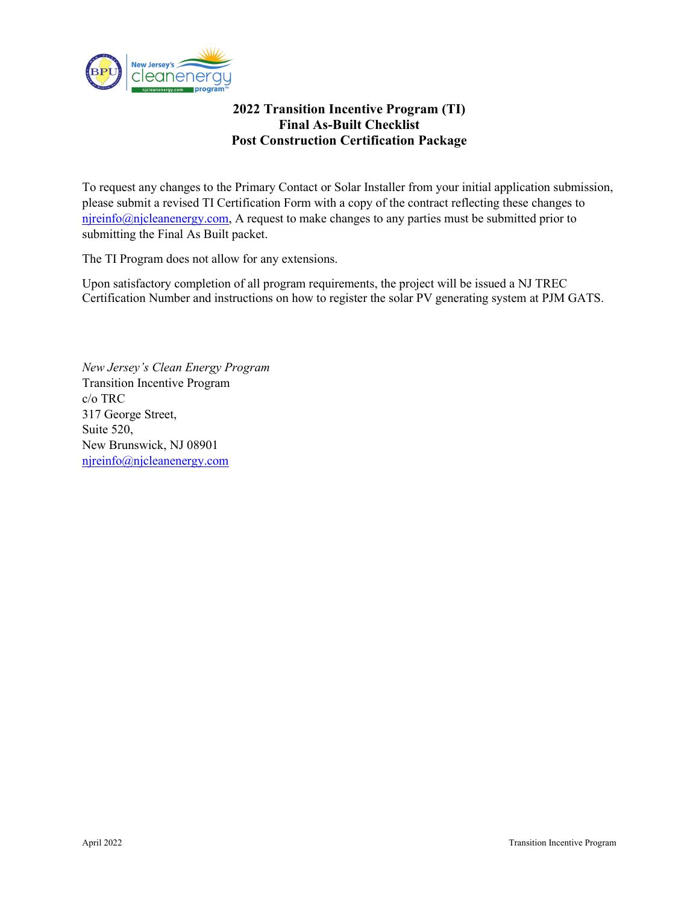**2022 Transition Incentive Program (TI)**
**Final As-Built Checklist**
**Post Construction Certification Package**

To request any changes to the Primary Contact or Solar Installer from your initial application submission, please submit a revised TI Certification Form with a copy of the contract reflecting these changes to njreinfo@njcleanenergy.com, A request to make changes to any parties must be submitted prior to submitting the Final As Built packet.

The TI Program does not allow for any extensions.

Upon satisfactory completion of all program requirements, the project will be issued a NJ TREC Certification Number and instructions on how to register the solar PV generating system at PJM GATS.

*New Jersey's Clean Energy Program*
Transition Incentive Program
c/o TRC
317 George Street,
Suite 520,
New Brunswick, NJ 08901
njreinfo@njcleanenergy.com